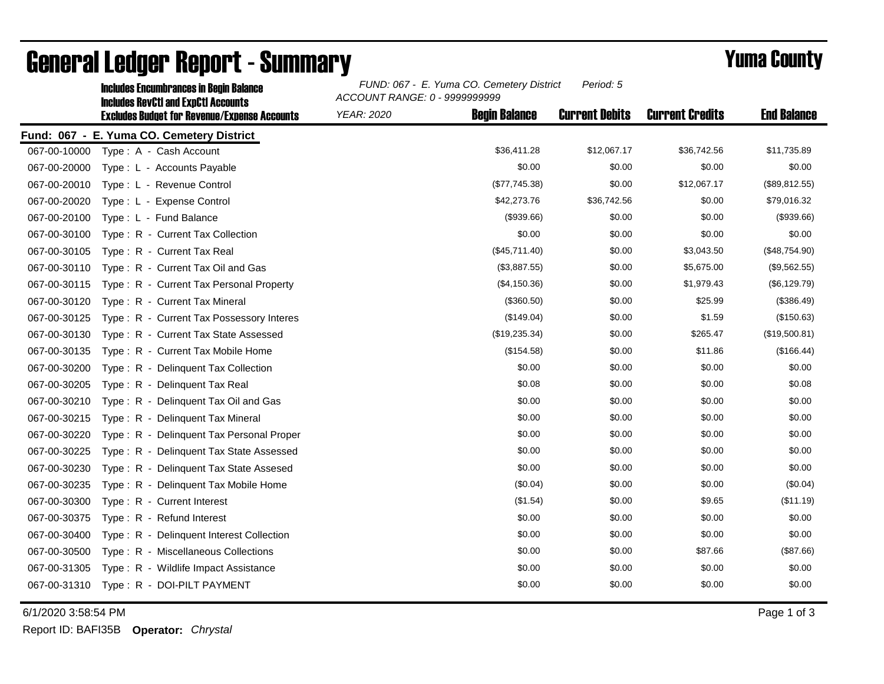# General Ledger Report - Summary

## Yuma County

**Includes Encumbrances in Begin Balance**
**Includes RevCtl and ExpCtl Accounts**
**Excludes Budget for Revenue/Expense Accounts**

*FUND: 067 - E. Yuma CO. Cemetery District* *Period: 5*
*ACCOUNT RANGE: 0 - 9999999999*
*YEAR: 2020*

**Fund: 067 - E. Yuma CO. Cemetery District**

| Account | Description | Begin Balance | Current Debits | Current Credits | End Balance |
|---|---|---|---|---|---|
| 067-00-10000 | Type : A - Cash Account | $36,411.28 | $12,067.17 | $36,742.56 | $11,735.89 |
| 067-00-20000 | Type : L - Accounts Payable | $0.00 | $0.00 | $0.00 | $0.00 |
| 067-00-20010 | Type : L - Revenue Control | ($77,745.38) | $0.00 | $12,067.17 | ($89,812.55) |
| 067-00-20020 | Type : L - Expense Control | $42,273.76 | $36,742.56 | $0.00 | $79,016.32 |
| 067-00-20100 | Type : L - Fund Balance | ($939.66) | $0.00 | $0.00 | ($939.66) |
| 067-00-30100 | Type : R - Current Tax Collection | $0.00 | $0.00 | $0.00 | $0.00 |
| 067-00-30105 | Type : R - Current Tax Real | ($45,711.40) | $0.00 | $3,043.50 | ($48,754.90) |
| 067-00-30110 | Type : R - Current Tax Oil and Gas | ($3,887.55) | $0.00 | $5,675.00 | ($9,562.55) |
| 067-00-30115 | Type : R - Current Tax Personal Property | ($4,150.36) | $0.00 | $1,979.43 | ($6,129.79) |
| 067-00-30120 | Type : R - Current Tax Mineral | ($360.50) | $0.00 | $25.99 | ($386.49) |
| 067-00-30125 | Type : R - Current Tax Possessory Interes | ($149.04) | $0.00 | $1.59 | ($150.63) |
| 067-00-30130 | Type : R - Current Tax State Assessed | ($19,235.34) | $0.00 | $265.47 | ($19,500.81) |
| 067-00-30135 | Type : R - Current Tax Mobile Home | ($154.58) | $0.00 | $11.86 | ($166.44) |
| 067-00-30200 | Type : R - Delinquent Tax Collection | $0.00 | $0.00 | $0.00 | $0.00 |
| 067-00-30205 | Type : R - Delinquent Tax Real | $0.08 | $0.00 | $0.00 | $0.08 |
| 067-00-30210 | Type : R - Delinquent Tax Oil and Gas | $0.00 | $0.00 | $0.00 | $0.00 |
| 067-00-30215 | Type : R - Delinquent Tax Mineral | $0.00 | $0.00 | $0.00 | $0.00 |
| 067-00-30220 | Type : R - Delinquent Tax Personal Proper | $0.00 | $0.00 | $0.00 | $0.00 |
| 067-00-30225 | Type : R - Delinquent Tax State Assessed | $0.00 | $0.00 | $0.00 | $0.00 |
| 067-00-30230 | Type : R - Delinquent Tax State Assesed | $0.00 | $0.00 | $0.00 | $0.00 |
| 067-00-30235 | Type : R - Delinquent Tax Mobile Home | ($0.04) | $0.00 | $0.00 | ($0.04) |
| 067-00-30300 | Type : R - Current Interest | ($1.54) | $0.00 | $9.65 | ($11.19) |
| 067-00-30375 | Type : R - Refund Interest | $0.00 | $0.00 | $0.00 | $0.00 |
| 067-00-30400 | Type : R - Delinquent Interest Collection | $0.00 | $0.00 | $0.00 | $0.00 |
| 067-00-30500 | Type : R - Miscellaneous Collections | $0.00 | $0.00 | $87.66 | ($87.66) |
| 067-00-31305 | Type : R - Wildlife Impact Assistance | $0.00 | $0.00 | $0.00 | $0.00 |
| 067-00-31310 | Type : R - DOI-PILT PAYMENT | $0.00 | $0.00 | $0.00 | $0.00 |

6/1/2020 3:58:54 PM

Report ID: BAFI35B **Operator:** *Chrystal*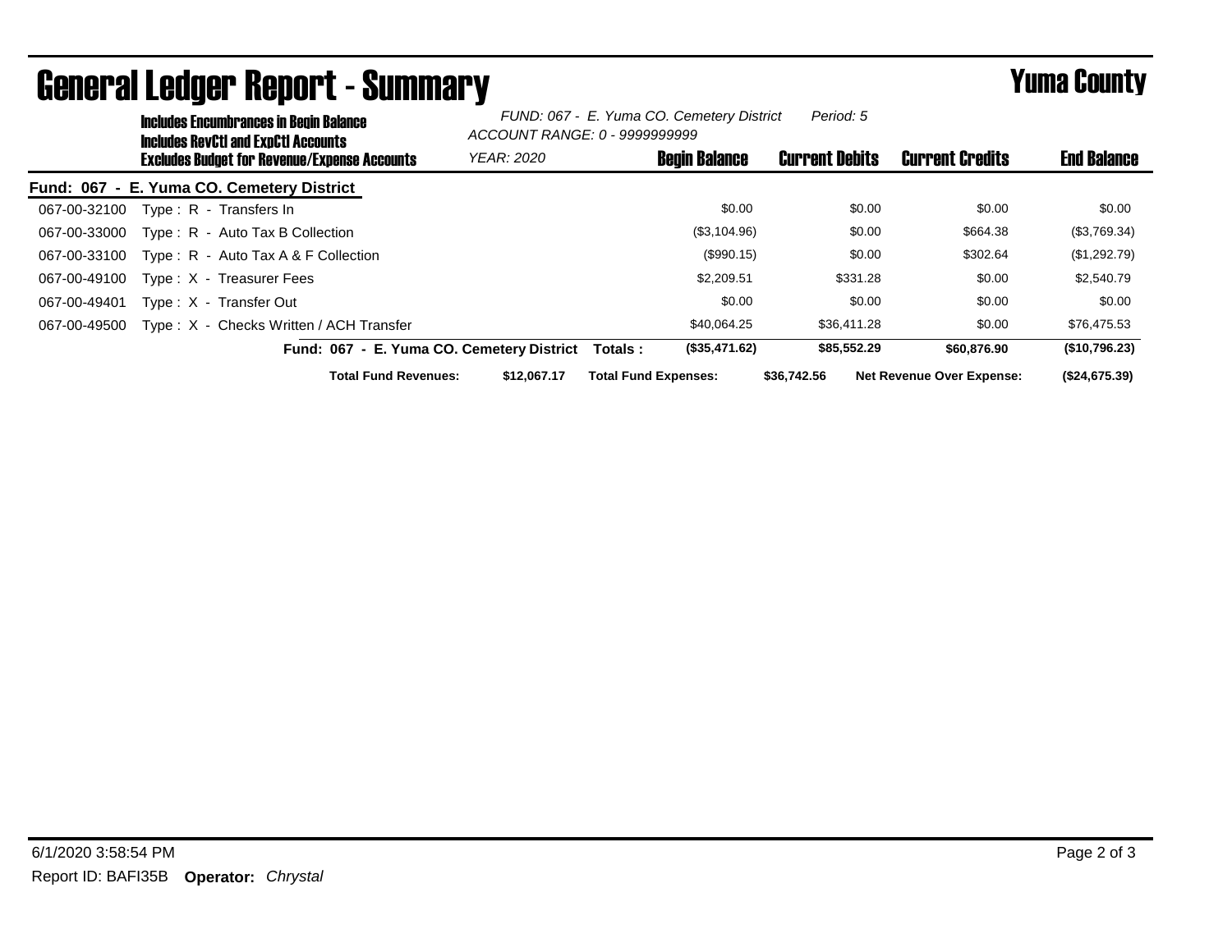# General Ledger Report - Summary

**Yuma County**

**Includes Encumbrances in Begin Balance**
**Includes RevCtl and ExpCtl Accounts**
**Excludes Budget for Revenue/Expense Accounts**

*FUND: 067 - E. Yuma CO. Cemetery District* *Period: 5*
*ACCOUNT RANGE: 0 - 9999999999*
*YEAR: 2020*

**Fund: 067 - E. Yuma CO. Cemetery District**

| Account | Description | Begin Balance | Current Debits | Current Credits | End Balance |
|---|---|---|---|---|---|
| 067-00-32100 | Type : R - Transfers In | $0.00 | $0.00 | $0.00 | $0.00 |
| 067-00-33000 | Type : R - Auto Tax B Collection | ($3,104.96) | $0.00 | $664.38 | ($3,769.34) |
| 067-00-33100 | Type : R - Auto Tax A & F Collection | ($990.15) | $0.00 | $302.64 | ($1,292.79) |
| 067-00-49100 | Type : X - Treasurer Fees | $2,209.51 | $331.28 | $0.00 | $2,540.79 |
| 067-00-49401 | Type : X - Transfer Out | $0.00 | $0.00 | $0.00 | $0.00 |
| 067-00-49500 | Type : X - Checks Written / ACH Transfer | $40,064.25 | $36,411.28 | $0.00 | $76,475.53 |
| | **Fund: 067 - E. Yuma CO. Cemetery District Totals :** | **($35,471.62)** | **$85,552.29** | **$60,876.90** | **($10,796.23)** |

**Total Fund Revenues:** **$12,067.17** **Total Fund Expenses:** **$36,742.56** **Net Revenue Over Expense:** **($24,675.39)**

6/1/2020 3:58:54 PM

Report ID: BAFI35B **Operator:** *Chrystal*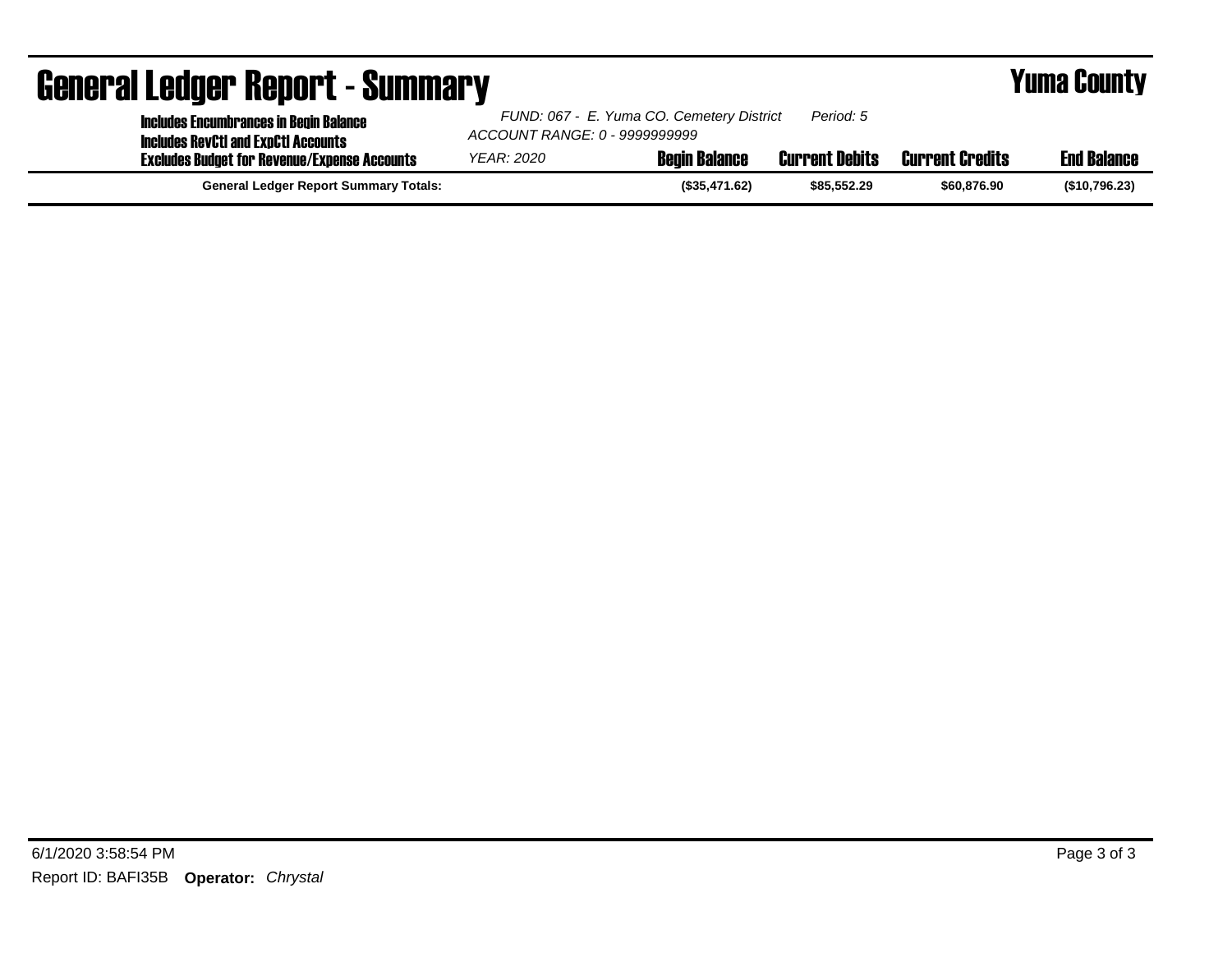# General Ledger Report - Summary

**Yuma County**

**Includes Encumbrances in Begin Balance**
**Includes RevCtl and ExpCtl Accounts**
**Excludes Budget for Revenue/Expense Accounts**

*FUND: 067 - E. Yuma CO. Cemetery District* *Period: 5*
*ACCOUNT RANGE: 0 - 9999999999*
*YEAR: 2020*

| | Begin Balance | Current Debits | Current Credits | End Balance |
|---|---|---|---|---|
| **General Ledger Report Summary Totals:** | **($35,471.62)** | **$85,552.29** | **$60,876.90** | **($10,796.23)** |

6/1/2020 3:58:54 PM

Report ID: BAFI35B **Operator:** *Chrystal*